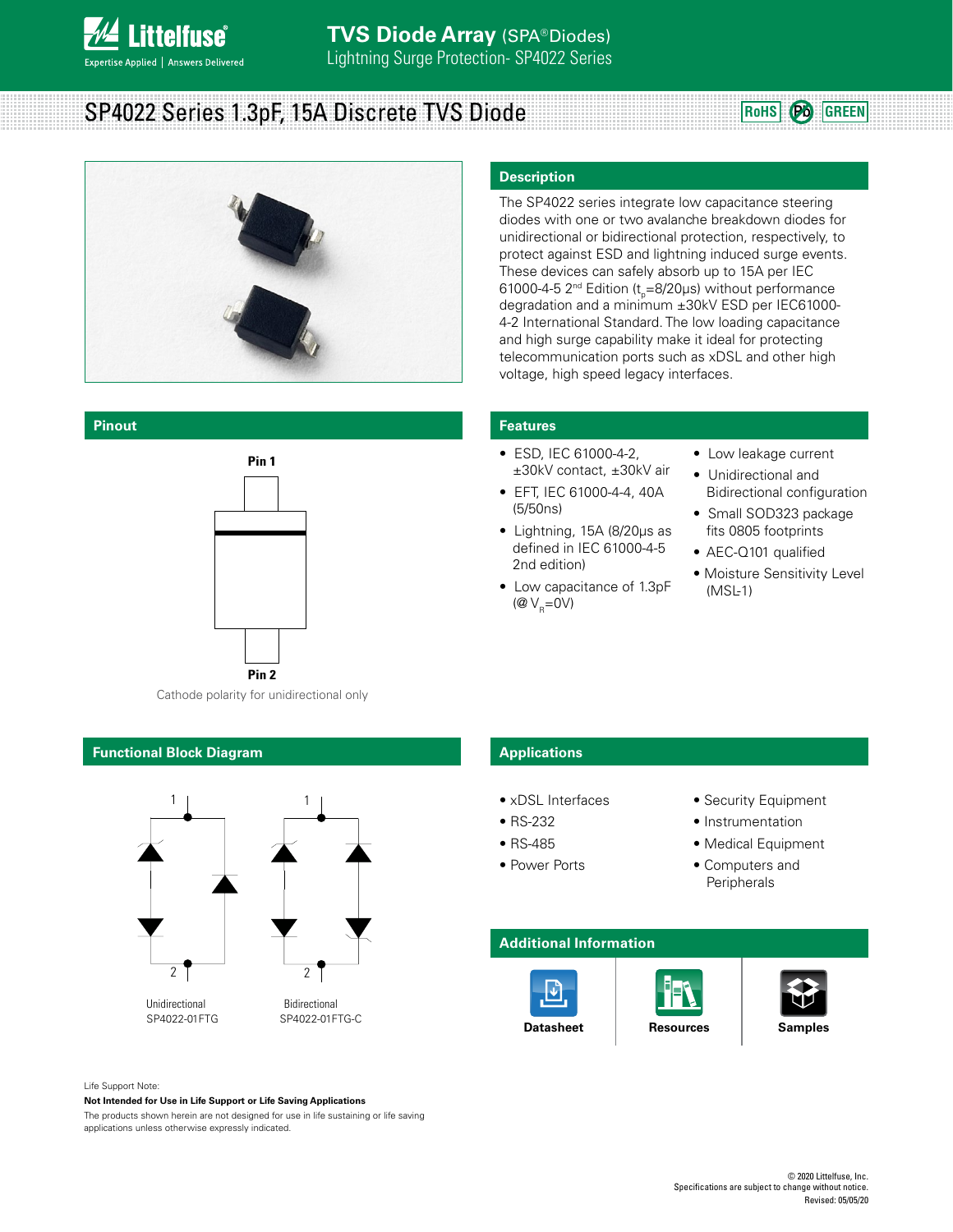# TVS Diode Array (SPA® Diodes)

Lightning Surge Protection- SP4022 Series

## SP4022 Series 1.3pF, 15A Discrete TVS Diode

RoHS | Pb | GREEN

## Description

The SP4022 series integrate low capacitance steering diodes with one or two avalanche breakdown diodes for unidirectional or bidirectional protection, respectively, to protect against ESD and lightning induced surge events. These devices can safely absorb up to 15A per IEC 61000-4-5 2nd Edition ($t_p$=8/20μs) without performance degradation and a minimum ±30kV ESD per IEC61000-4-2 International Standard. The low loading capacitance and high surge capability make it ideal for protecting telecommunication ports such as xDSL and other high voltage, high speed legacy interfaces.

## Pinout

Pin 1

Pin 2

Cathode polarity for unidirectional only

## Features

- ESD, IEC 61000-4-2, ±30kV contact, ±30kV air
- EFT, IEC 61000-4-4, 40A (5/50ns)
- Lightning, 15A (8/20μs as defined in IEC 61000-4-5 2nd edition)
- Low capacitance of 1.3pF (@ $V_R$=0V)
- Low leakage current
- Unidirectional and Bidirectional configuration
- Small SOD323 package fits 0805 footprints
- AEC-Q101 qualified
- Moisture Sensitivity Level (MSL-1)

## Functional Block Diagram

Unidirectional SP4022-01FTG

Bidirectional SP4022-01FTG-C

## Applications

- xDSL Interfaces
- RS-232
- RS-485
- Power Ports
- Security Equipment
- Instrumentation
- Medical Equipment
- Computers and Peripherals

## Additional Information

Datasheet | Resources | Samples

Life Support Note:

**Not Intended for Use in Life Support or Life Saving Applications**

The products shown herein are not designed for use in life sustaining or life saving applications unless otherwise expressly indicated.

© 2020 Littelfuse, Inc.
Specifications are subject to change without notice.
Revised: 05/05/20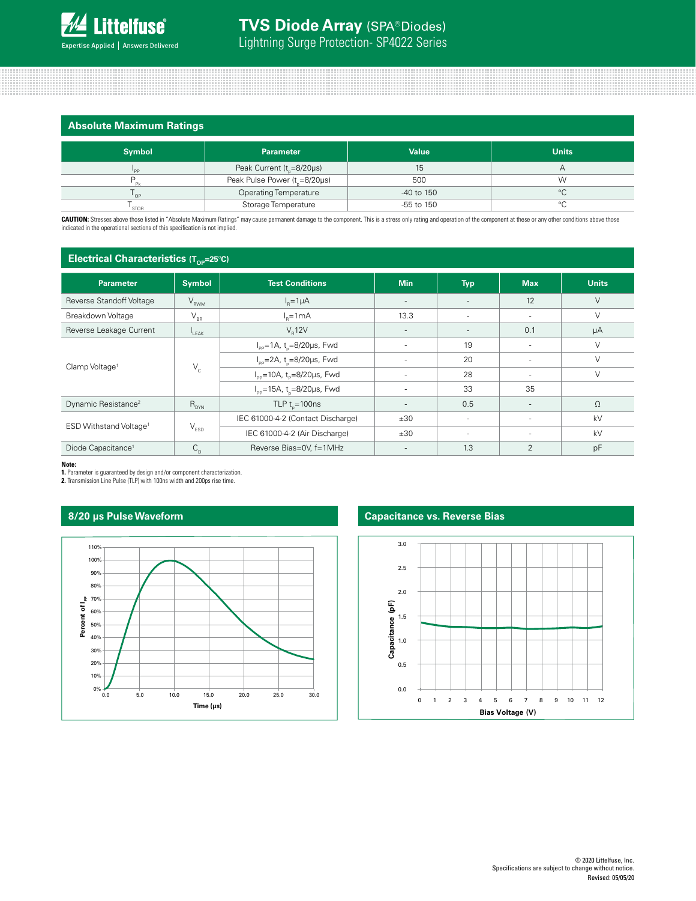## Absolute Maximum Ratings

| Symbol | Parameter | Value | Units |
|---|---|---|---|
| $I_{PP}$ | Peak Current ($t_p$=8/20μs) | 15 | A |
| $P_{Pk}$ | Peak Pulse Power ($t_p$=8/20μs) | 500 | W |
| $T_{OP}$ | Operating Temperature | -40 to 150 | °C |
| $T_{STOR}$ | Storage Temperature | -55 to 150 | °C |

**CAUTION:** Stresses above those listed in "Absolute Maximum Ratings" may cause permanent damage to the component. This is a stress only rating and operation of the component at these or any other conditions above those indicated in the operational sections of this specification is not implied.

## Electrical Characteristics ($T_{OP}$=25°C)

| Parameter | Symbol | Test Conditions | Min | Typ | Max | Units |
|---|---|---|---|---|---|---|
| Reverse Standoff Voltage | $V_{RWM}$ | $I_R$=1μA | - | - | 12 | V |
| Breakdown Voltage | $V_{BR}$ | $I_R$=1mA | 13.3 | - | - | V |
| Reverse Leakage Current | $I_{LEAK}$ | $V_R$12V | - | - | 0.1 | μA |
| Clamp Voltage[1] | $V_C$ | $I_{PP}$=1A, $t_p$=8/20μs, Fwd | - | 19 | - | V |
| | | $I_{PP}$=2A, $t_p$=8/20μs, Fwd | - | 20 | - | V |
| | | $I_{PP}$=10A, $t_p$=8/20μs, Fwd | - | 28 | - | V |
| | | $I_{PP}$=15A, $t_p$=8/20μs, Fwd | - | 33 | 35 | |
| Dynamic Resistance[2] | $R_{DYN}$ | TLP $t_p$=100ns | - | 0.5 | - | Ω |
| ESD Withstand Voltage[1] | $V_{ESD}$ | IEC 61000-4-2 (Contact Discharge) | ±30 | - | - | kV |
| | | IEC 61000-4-2 (Air Discharge) | ±30 | - | - | kV |
| Diode Capacitance[1] | $C_D$ | Reverse Bias=0V, f=1MHz | - | 1.3 | 2 | pF |

**Note:**
**1.** Parameter is guaranteed by design and/or component characterization.
**2.** Transmission Line Pulse (TLP) with 100ns width and 200ps rise time.

## 8/20 μs Pulse Waveform

## Capacitance vs. Reverse Bias

© 2020 Littelfuse, Inc.
Specifications are subject to change without notice.
Revised: 05/05/20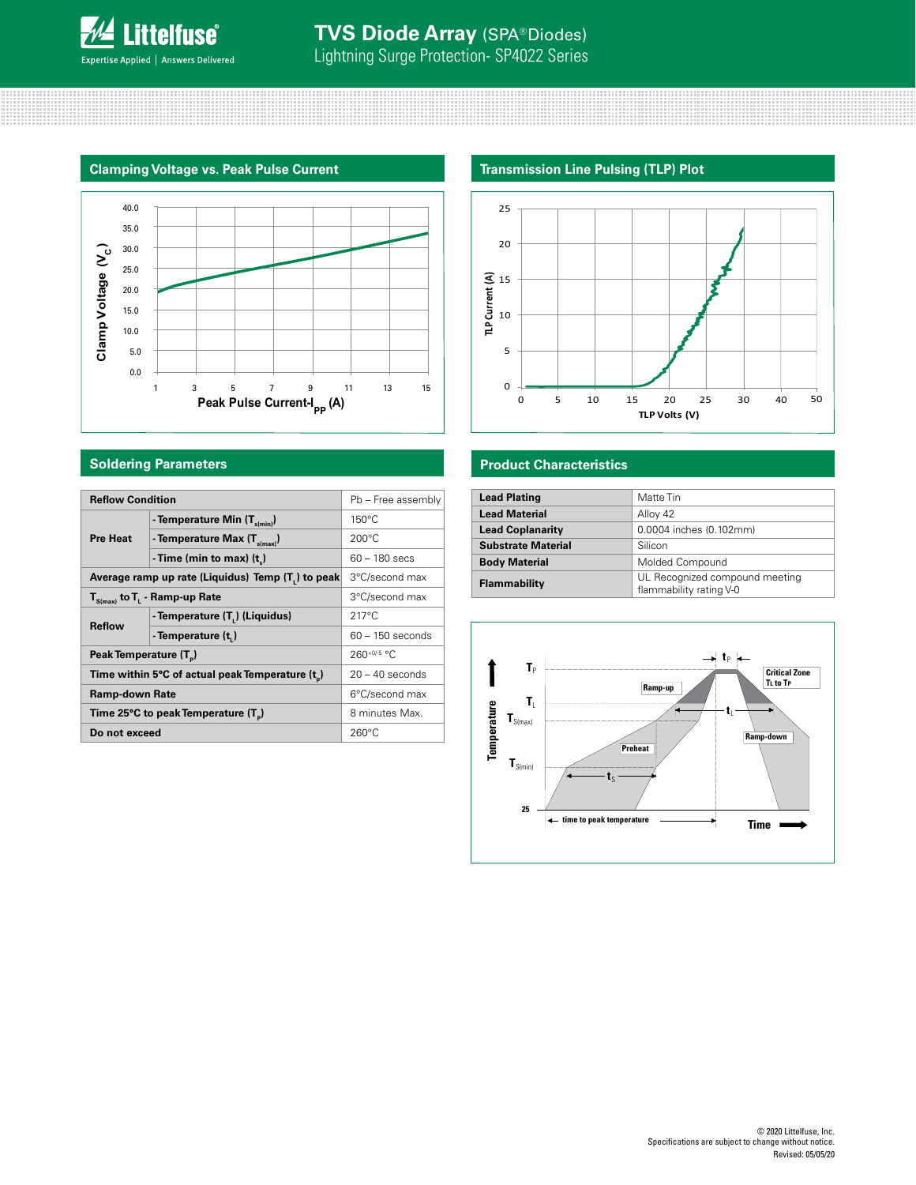## Clamping Voltage vs. Peak Pulse Current

## Transmission Line Pulsing (TLP) Plot

## Soldering Parameters

| Reflow Condition | | Pb – Free assembly |
|---|---|---|
| Pre Heat | - Temperature Min ($T_{s(min)}$) | 150°C |
| | - Temperature Max ($T_{s(max)}$) | 200°C |
| | - Time (min to max) ($t_s$) | 60 – 180 secs |
| Average ramp up rate (Liquidus) Temp ($T_L$) to peak | | 3°C/second max |
| $T_{S(max)}$ to $T_L$ - Ramp-up Rate | | 3°C/second max |
| Reflow | - Temperature ($T_L$) (Liquidus) | 217°C |
| | - Temperature ($t_L$) | 60 – 150 seconds |
| Peak Temperature ($T_P$) | | $260^{+0/-5}$ °C |
| Time within 5°C of actual peak Temperature ($t_p$) | | 20 – 40 seconds |
| Ramp-down Rate | | 6°C/second max |
| Time 25°C to peak Temperature ($T_P$) | | 8 minutes Max. |
| Do not exceed | | 260°C |

## Product Characteristics

| Lead Plating | Matte Tin |
|---|---|
| Lead Material | Alloy 42 |
| Lead Coplanarity | 0.0004 inches (0.102mm) |
| Substrate Material | Silicon |
| Body Material | Molded Compound |
| Flammability | UL Recognized compound meeting flammability rating V-0 |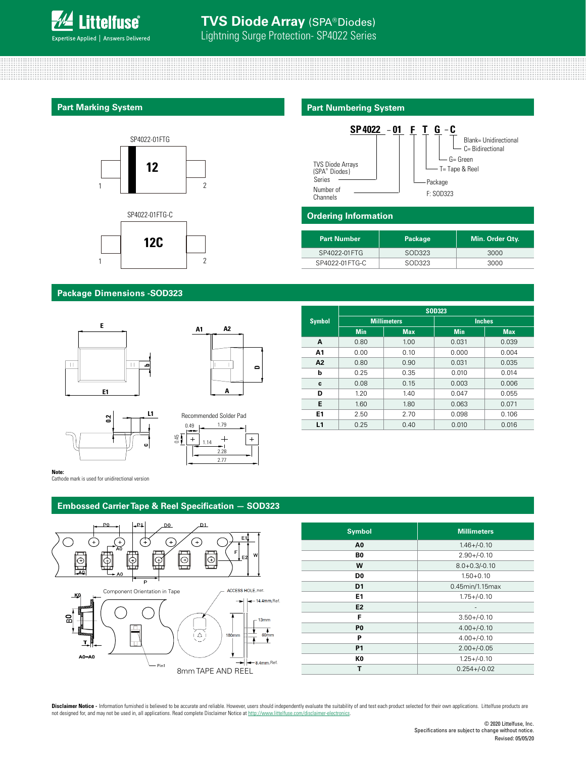## Part Marking System

SP4022-01FTG

12

1 2

SP4022-01FTG-C

12C

1 2

## Part Numbering System

**SP4022 - 01 F T G - C**

- TVS Diode Arrays (SPA® Diodes) Series
- Number of Channels
- Package F: SOD323
- T= Tape & Reel
- G= Green
- Blank= Unidirectional, C= Bidirectional

## Ordering Information

| Part Number | Package | Min. Order Qty. |
|---|---|---|
| SP4022-01FTG | SOD323 | 3000 |
| SP4022-01FTG-C | SOD323 | 3000 |

## Package Dimensions -SOD323

E, E1, b, A1, A2, D, A, 0.2, L1, c

Recommended Solder Pad

0.49, 1.79, 0.45, 1.14, 2.28, 2.77

| Symbol | SOD323 | | | |
|---|---|---|---|---|
| | Millimeters | | Inches | |
| | Min | Max | Min | Max |
| A | 0.80 | 1.00 | 0.031 | 0.039 |
| A1 | 0.00 | 0.10 | 0.000 | 0.004 |
| A2 | 0.80 | 0.90 | 0.031 | 0.035 |
| b | 0.25 | 0.35 | 0.010 | 0.014 |
| c | 0.08 | 0.15 | 0.003 | 0.006 |
| D | 1.20 | 1.40 | 0.047 | 0.055 |
| E | 1.60 | 1.80 | 0.063 | 0.071 |
| E1 | 2.50 | 2.70 | 0.098 | 0.106 |
| L1 | 0.25 | 0.40 | 0.010 | 0.016 |

**Note:**
Cathode mark is used for unidirectional version

## Embossed Carrier Tape & Reel Specification — SOD323

P0, P1, D0, D1, E1, F, E2, W, A0, B0, P, K0, T, A0–A0

Component Orientation in Tape

Pin1

ACCESS HOLE, Ref.

14.4mm, Ref.

180mm, 13mm, 60mm, 8.4mm, Ref.

8mm TAPE AND REEL

| Symbol | Millimeters |
|---|---|
| A0 | 1.46+/-0.10 |
| B0 | 2.90+/-0.10 |
| W | 8.0+0.3/-0.10 |
| D0 | 1.50+0.10 |
| D1 | 0.45min/1.15max |
| E1 | 1.75+/-0.10 |
| E2 | - |
| F | 3.50+/-0.10 |
| P0 | 4.00+/-0.10 |
| P | 4.00+/-0.10 |
| P1 | 2.00+/-0.05 |
| K0 | 1.25+/-0.10 |
| T | 0.254+/-0.02 |

**Disclaimer Notice -** Information furnished is believed to be accurate and reliable. However, users should independently evaluate the suitability of and test each product selected for their own applications. Littelfuse products are not designed for, and may not be used in, all applications. Read complete Disclaimer Notice at http://www.littelfuse.com/disclaimer-electronics.

© 2020 Littelfuse, Inc.
Specifications are subject to change without notice.
Revised: 05/05/20